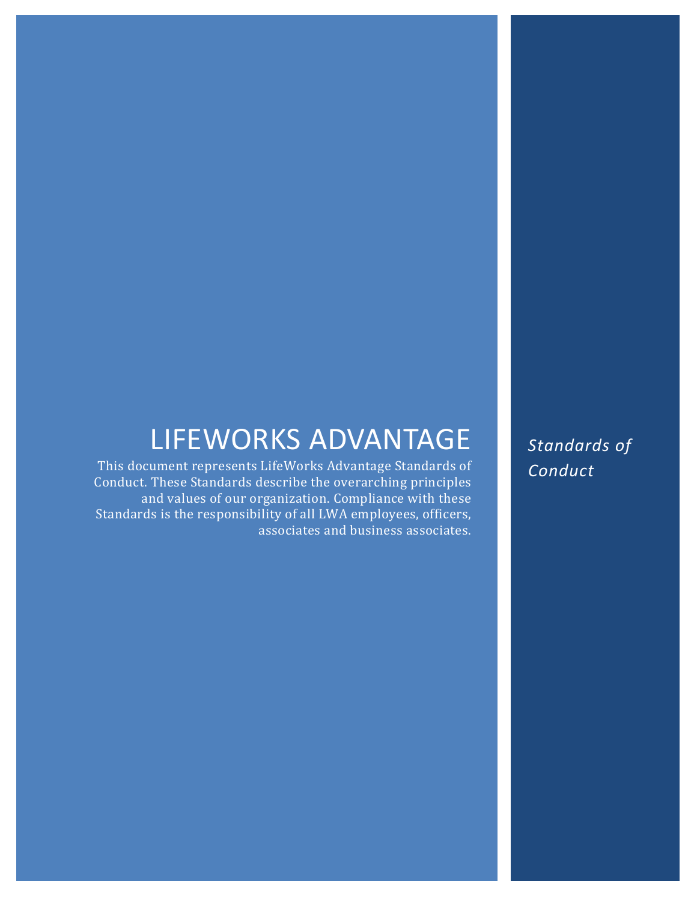# LIFEWORKS ADVANTAGE

This document represents LifeWorks Advantage Standards of Conduct. These Standards describe the overarching principles and values of our organization. Compliance with these Standards is the responsibility of all LWA employees, officers, associates and business associates.

*Standards of Conduct*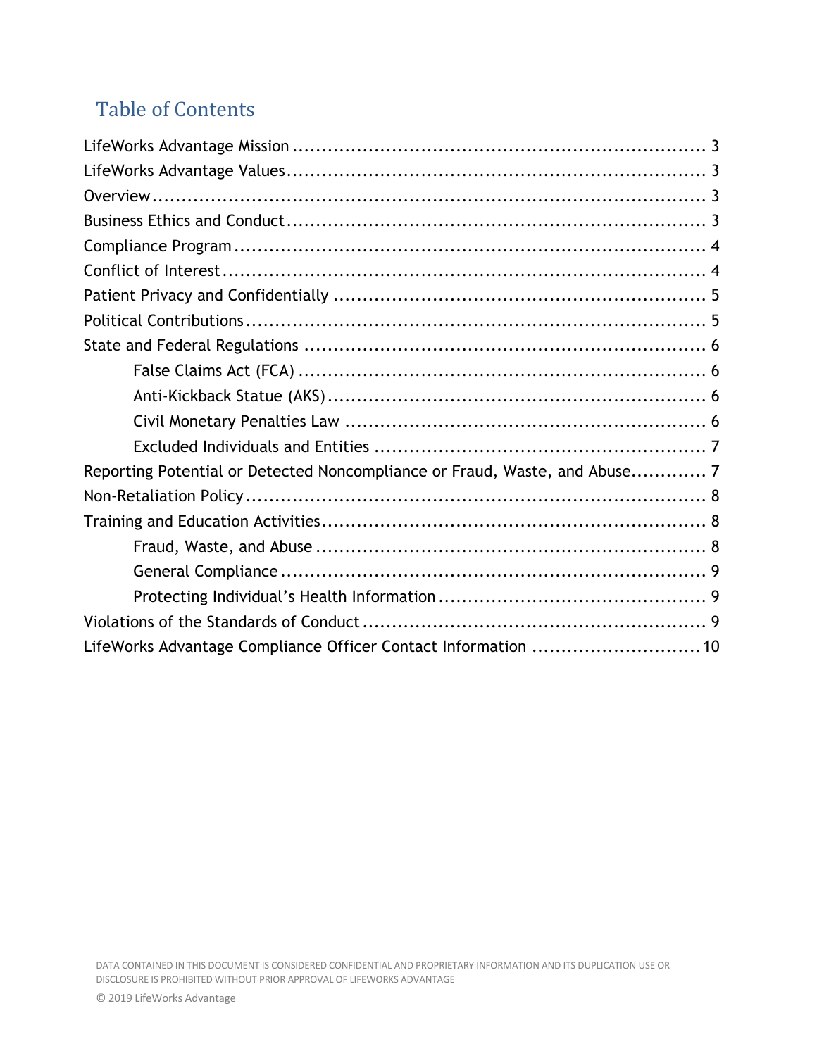## Table of Contents

LifeWorks Advantage Mission ........................................................................ 3
LifeWorks Advantage Values .......................................................................... 3
Overview ........................................................................................................ 3
Business Ethics and Conduct .......................................................................... 3
Compliance Program ...................................................................................... 4
Conflict of Interest ........................................................................................ 4
Patient Privacy and Confidentially ................................................................. 5
Political Contributions .................................................................................... 5
State and Federal Regulations ....................................................................... 6
    False Claims Act (FCA) .............................................................................. 6
    Anti-Kickback Statue (AKS) ........................................................................ 6
    Civil Monetary Penalties Law ..................................................................... 6
    Excluded Individuals and Entities .............................................................. 7
Reporting Potential or Detected Noncompliance or Fraud, Waste, and Abuse ............ 7
Non-Retaliation Policy .................................................................................... 8
Training and Education Activities .................................................................. 8
    Fraud, Waste, and Abuse ........................................................................... 8
    General Compliance ................................................................................... 9
    Protecting Individual's Health Information ............................................... 9
Violations of the Standards of Conduct ......................................................... 9
LifeWorks Advantage Compliance Officer Contact Information ..................... 10

DATA CONTAINED IN THIS DOCUMENT IS CONSIDERED CONFIDENTIAL AND PROPRIETARY INFORMATION AND ITS DUPLICATION USE OR DISCLOSURE IS PROHIBITED WITHOUT PRIOR APPROVAL OF LIFEWORKS ADVANTAGE

© 2019 LifeWorks Advantage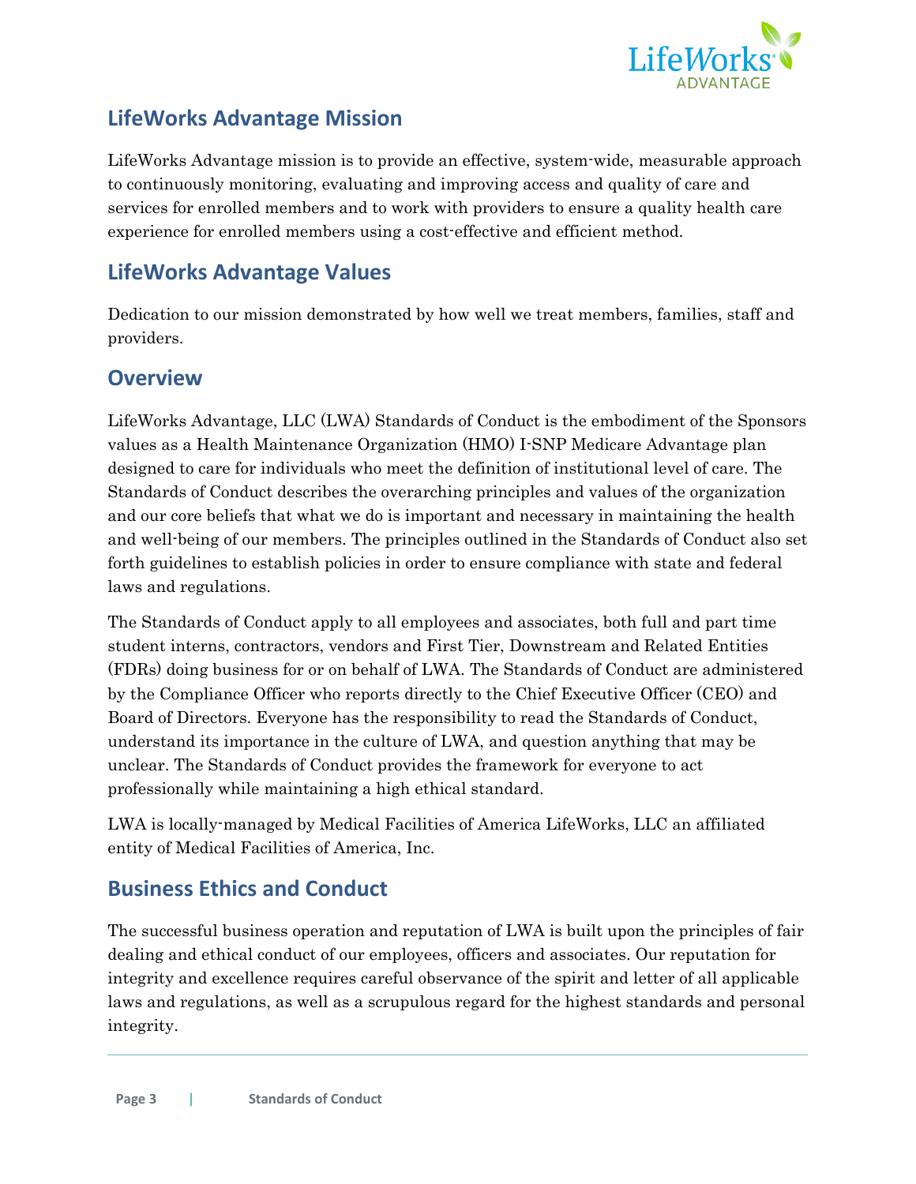## LifeWorks Advantage Mission

LifeWorks Advantage mission is to provide an effective, system-wide, measurable approach to continuously monitoring, evaluating and improving access and quality of care and services for enrolled members and to work with providers to ensure a quality health care experience for enrolled members using a cost-effective and efficient method.

## LifeWorks Advantage Values

Dedication to our mission demonstrated by how well we treat members, families, staff and providers.

## Overview

LifeWorks Advantage, LLC (LWA) Standards of Conduct is the embodiment of the Sponsors values as a Health Maintenance Organization (HMO) I-SNP Medicare Advantage plan designed to care for individuals who meet the definition of institutional level of care. The Standards of Conduct describes the overarching principles and values of the organization and our core beliefs that what we do is important and necessary in maintaining the health and well-being of our members. The principles outlined in the Standards of Conduct also set forth guidelines to establish policies in order to ensure compliance with state and federal laws and regulations.

The Standards of Conduct apply to all employees and associates, both full and part time student interns, contractors, vendors and First Tier, Downstream and Related Entities (FDRs) doing business for or on behalf of LWA. The Standards of Conduct are administered by the Compliance Officer who reports directly to the Chief Executive Officer (CEO) and Board of Directors. Everyone has the responsibility to read the Standards of Conduct, understand its importance in the culture of LWA, and question anything that may be unclear. The Standards of Conduct provides the framework for everyone to act professionally while maintaining a high ethical standard.

LWA is locally-managed by Medical Facilities of America LifeWorks, LLC an affiliated entity of Medical Facilities of America, Inc.

## Business Ethics and Conduct

The successful business operation and reputation of LWA is built upon the principles of fair dealing and ethical conduct of our employees, officers and associates. Our reputation for integrity and excellence requires careful observance of the spirit and letter of all applicable laws and regulations, as well as a scrupulous regard for the highest standards and personal integrity.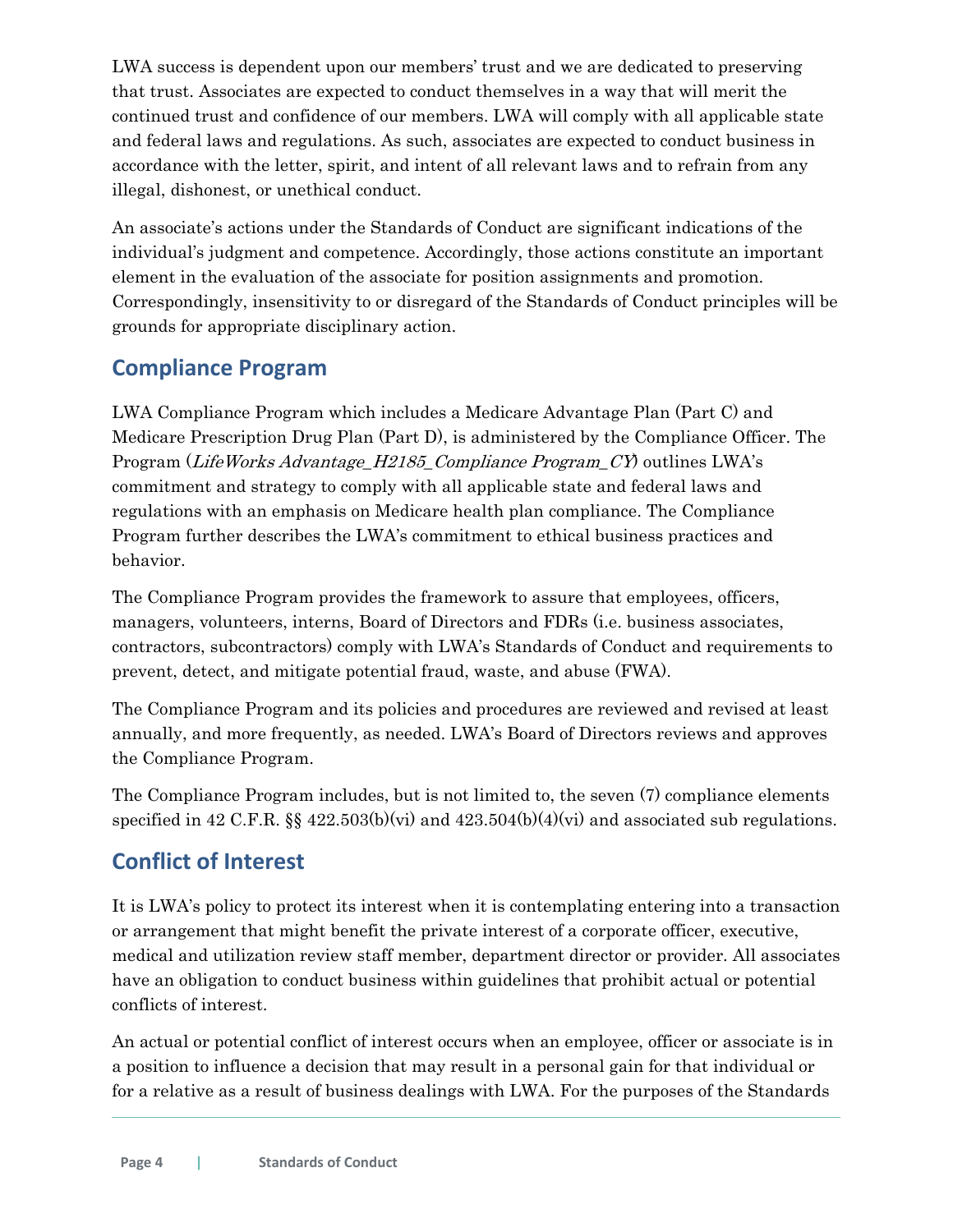LWA success is dependent upon our members' trust and we are dedicated to preserving that trust. Associates are expected to conduct themselves in a way that will merit the continued trust and confidence of our members. LWA will comply with all applicable state and federal laws and regulations. As such, associates are expected to conduct business in accordance with the letter, spirit, and intent of all relevant laws and to refrain from any illegal, dishonest, or unethical conduct.

An associate's actions under the Standards of Conduct are significant indications of the individual's judgment and competence. Accordingly, those actions constitute an important element in the evaluation of the associate for position assignments and promotion. Correspondingly, insensitivity to or disregard of the Standards of Conduct principles will be grounds for appropriate disciplinary action.

## Compliance Program

LWA Compliance Program which includes a Medicare Advantage Plan (Part C) and Medicare Prescription Drug Plan (Part D), is administered by the Compliance Officer. The Program (*LifeWorks Advantage_H2185_Compliance Program_CY*) outlines LWA's commitment and strategy to comply with all applicable state and federal laws and regulations with an emphasis on Medicare health plan compliance. The Compliance Program further describes the LWA's commitment to ethical business practices and behavior.

The Compliance Program provides the framework to assure that employees, officers, managers, volunteers, interns, Board of Directors and FDRs (i.e. business associates, contractors, subcontractors) comply with LWA's Standards of Conduct and requirements to prevent, detect, and mitigate potential fraud, waste, and abuse (FWA).

The Compliance Program and its policies and procedures are reviewed and revised at least annually, and more frequently, as needed. LWA's Board of Directors reviews and approves the Compliance Program.

The Compliance Program includes, but is not limited to, the seven (7) compliance elements specified in 42 C.F.R. §§ 422.503(b)(vi) and 423.504(b)(4)(vi) and associated sub regulations.

## Conflict of Interest

It is LWA's policy to protect its interest when it is contemplating entering into a transaction or arrangement that might benefit the private interest of a corporate officer, executive, medical and utilization review staff member, department director or provider. All associates have an obligation to conduct business within guidelines that prohibit actual or potential conflicts of interest.

An actual or potential conflict of interest occurs when an employee, officer or associate is in a position to influence a decision that may result in a personal gain for that individual or for a relative as a result of business dealings with LWA. For the purposes of the Standards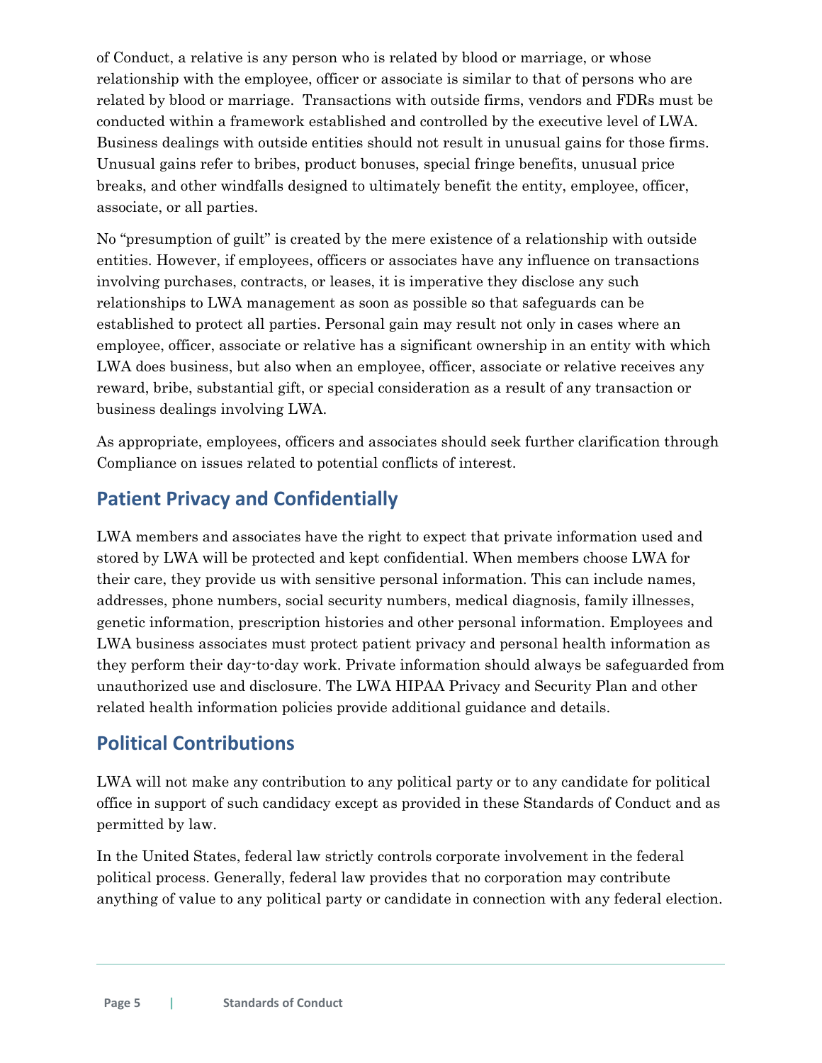of Conduct, a relative is any person who is related by blood or marriage, or whose relationship with the employee, officer or associate is similar to that of persons who are related by blood or marriage. Transactions with outside firms, vendors and FDRs must be conducted within a framework established and controlled by the executive level of LWA. Business dealings with outside entities should not result in unusual gains for those firms. Unusual gains refer to bribes, product bonuses, special fringe benefits, unusual price breaks, and other windfalls designed to ultimately benefit the entity, employee, officer, associate, or all parties.

No "presumption of guilt" is created by the mere existence of a relationship with outside entities. However, if employees, officers or associates have any influence on transactions involving purchases, contracts, or leases, it is imperative they disclose any such relationships to LWA management as soon as possible so that safeguards can be established to protect all parties. Personal gain may result not only in cases where an employee, officer, associate or relative has a significant ownership in an entity with which LWA does business, but also when an employee, officer, associate or relative receives any reward, bribe, substantial gift, or special consideration as a result of any transaction or business dealings involving LWA.

As appropriate, employees, officers and associates should seek further clarification through Compliance on issues related to potential conflicts of interest.

## Patient Privacy and Confidentially

LWA members and associates have the right to expect that private information used and stored by LWA will be protected and kept confidential. When members choose LWA for their care, they provide us with sensitive personal information. This can include names, addresses, phone numbers, social security numbers, medical diagnosis, family illnesses, genetic information, prescription histories and other personal information. Employees and LWA business associates must protect patient privacy and personal health information as they perform their day-to-day work. Private information should always be safeguarded from unauthorized use and disclosure. The LWA HIPAA Privacy and Security Plan and other related health information policies provide additional guidance and details.

## Political Contributions

LWA will not make any contribution to any political party or to any candidate for political office in support of such candidacy except as provided in these Standards of Conduct and as permitted by law.

In the United States, federal law strictly controls corporate involvement in the federal political process. Generally, federal law provides that no corporation may contribute anything of value to any political party or candidate in connection with any federal election.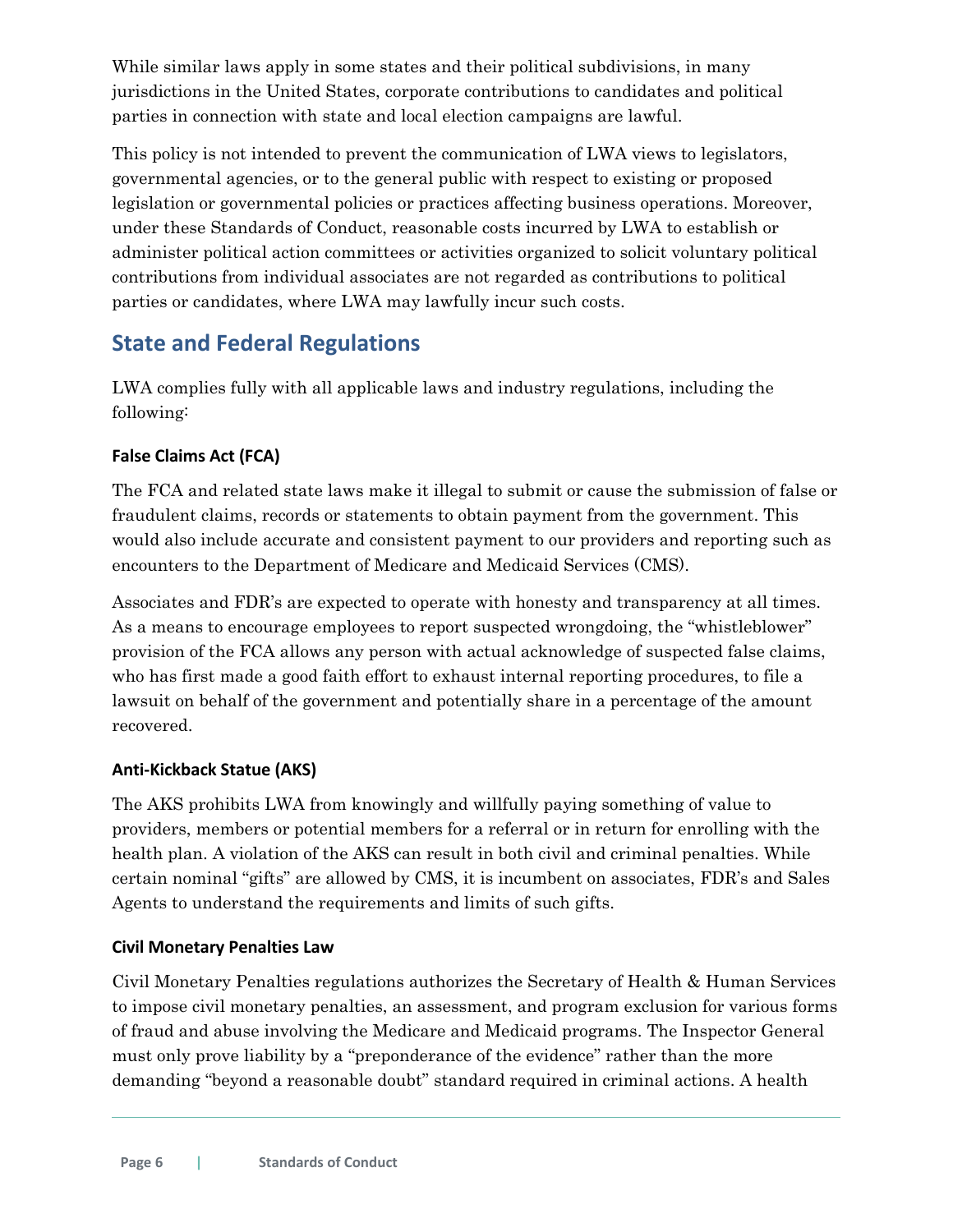While similar laws apply in some states and their political subdivisions, in many jurisdictions in the United States, corporate contributions to candidates and political parties in connection with state and local election campaigns are lawful.

This policy is not intended to prevent the communication of LWA views to legislators, governmental agencies, or to the general public with respect to existing or proposed legislation or governmental policies or practices affecting business operations. Moreover, under these Standards of Conduct, reasonable costs incurred by LWA to establish or administer political action committees or activities organized to solicit voluntary political contributions from individual associates are not regarded as contributions to political parties or candidates, where LWA may lawfully incur such costs.

## State and Federal Regulations

LWA complies fully with all applicable laws and industry regulations, including the following:

#### False Claims Act (FCA)

The FCA and related state laws make it illegal to submit or cause the submission of false or fraudulent claims, records or statements to obtain payment from the government. This would also include accurate and consistent payment to our providers and reporting such as encounters to the Department of Medicare and Medicaid Services (CMS).

Associates and FDR's are expected to operate with honesty and transparency at all times. As a means to encourage employees to report suspected wrongdoing, the "whistleblower" provision of the FCA allows any person with actual acknowledge of suspected false claims, who has first made a good faith effort to exhaust internal reporting procedures, to file a lawsuit on behalf of the government and potentially share in a percentage of the amount recovered.

#### Anti-Kickback Statue (AKS)

The AKS prohibits LWA from knowingly and willfully paying something of value to providers, members or potential members for a referral or in return for enrolling with the health plan. A violation of the AKS can result in both civil and criminal penalties. While certain nominal "gifts" are allowed by CMS, it is incumbent on associates, FDR's and Sales Agents to understand the requirements and limits of such gifts.

#### Civil Monetary Penalties Law

Civil Monetary Penalties regulations authorizes the Secretary of Health & Human Services to impose civil monetary penalties, an assessment, and program exclusion for various forms of fraud and abuse involving the Medicare and Medicaid programs. The Inspector General must only prove liability by a "preponderance of the evidence" rather than the more demanding "beyond a reasonable doubt" standard required in criminal actions. A health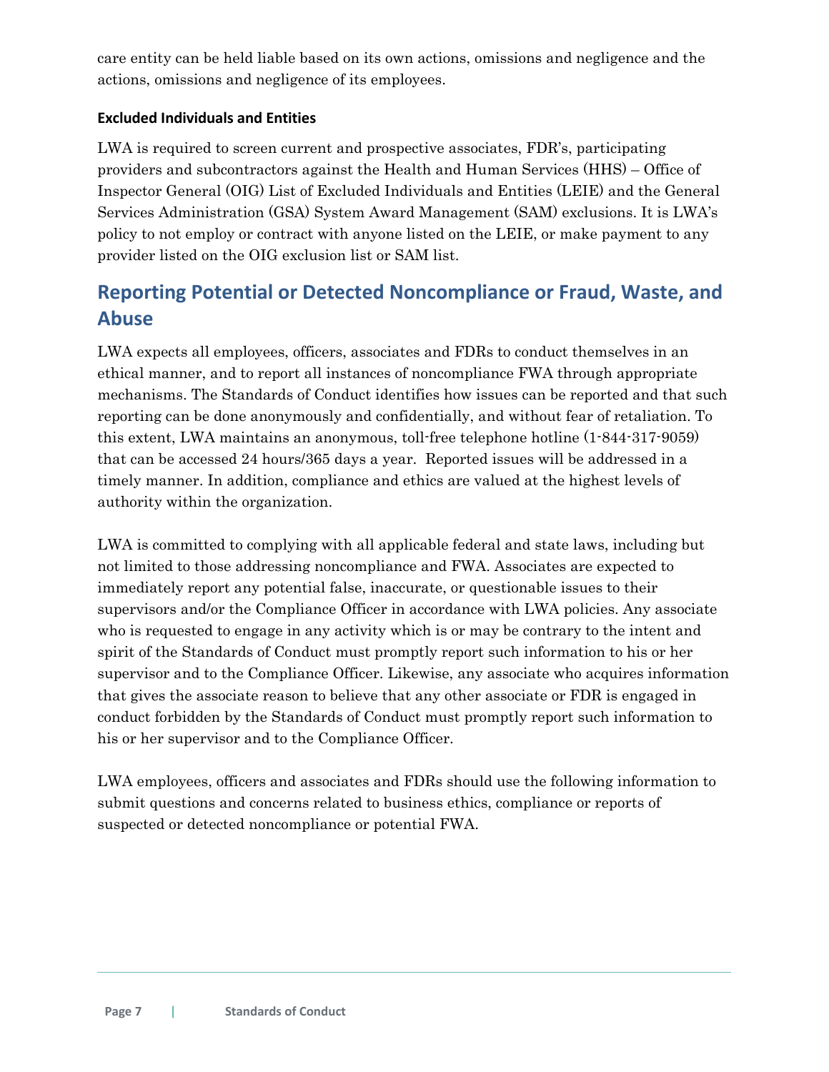care entity can be held liable based on its own actions, omissions and negligence and the actions, omissions and negligence of its employees.

### Excluded Individuals and Entities

LWA is required to screen current and prospective associates, FDR's, participating providers and subcontractors against the Health and Human Services (HHS) – Office of Inspector General (OIG) List of Excluded Individuals and Entities (LEIE) and the General Services Administration (GSA) System Award Management (SAM) exclusions. It is LWA's policy to not employ or contract with anyone listed on the LEIE, or make payment to any provider listed on the OIG exclusion list or SAM list.

## Reporting Potential or Detected Noncompliance or Fraud, Waste, and Abuse

LWA expects all employees, officers, associates and FDRs to conduct themselves in an ethical manner, and to report all instances of noncompliance FWA through appropriate mechanisms. The Standards of Conduct identifies how issues can be reported and that such reporting can be done anonymously and confidentially, and without fear of retaliation. To this extent, LWA maintains an anonymous, toll-free telephone hotline (1-844-317-9059) that can be accessed 24 hours/365 days a year. Reported issues will be addressed in a timely manner. In addition, compliance and ethics are valued at the highest levels of authority within the organization.

LWA is committed to complying with all applicable federal and state laws, including but not limited to those addressing noncompliance and FWA. Associates are expected to immediately report any potential false, inaccurate, or questionable issues to their supervisors and/or the Compliance Officer in accordance with LWA policies. Any associate who is requested to engage in any activity which is or may be contrary to the intent and spirit of the Standards of Conduct must promptly report such information to his or her supervisor and to the Compliance Officer. Likewise, any associate who acquires information that gives the associate reason to believe that any other associate or FDR is engaged in conduct forbidden by the Standards of Conduct must promptly report such information to his or her supervisor and to the Compliance Officer.

LWA employees, officers and associates and FDRs should use the following information to submit questions and concerns related to business ethics, compliance or reports of suspected or detected noncompliance or potential FWA.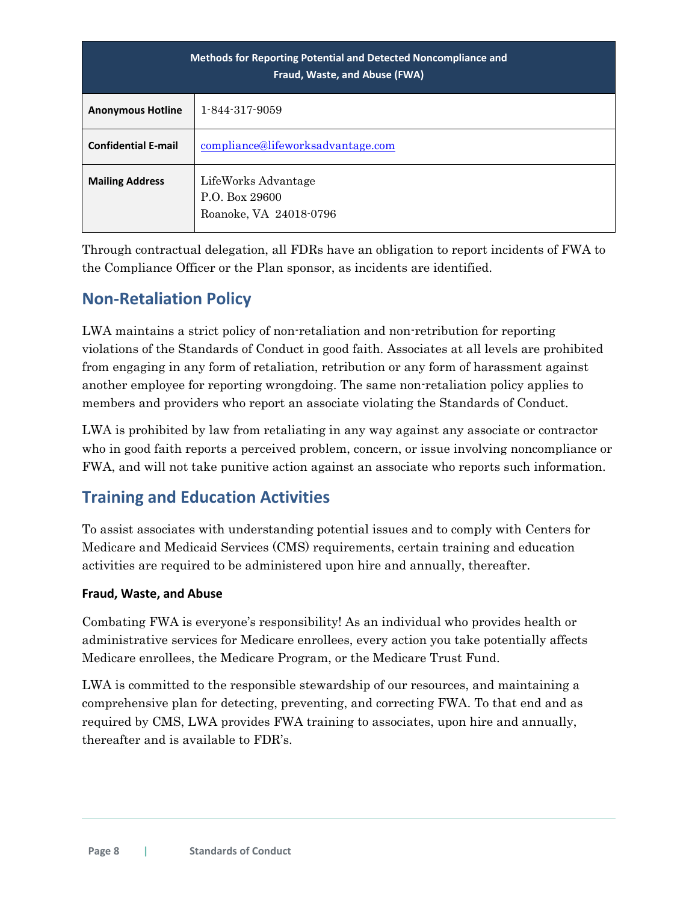| Methods for Reporting Potential and Detected Noncompliance and Fraud, Waste, and Abuse (FWA) | |
|---|---|
| **Anonymous Hotline** | 1-844-317-9059 |
| **Confidential E-mail** | compliance@lifeworksadvantage.com |
| **Mailing Address** | LifeWorks Advantage<br>P.O. Box 29600<br>Roanoke, VA 24018-0796 |

Through contractual delegation, all FDRs have an obligation to report incidents of FWA to the Compliance Officer or the Plan sponsor, as incidents are identified.

## Non-Retaliation Policy

LWA maintains a strict policy of non-retaliation and non-retribution for reporting violations of the Standards of Conduct in good faith. Associates at all levels are prohibited from engaging in any form of retaliation, retribution or any form of harassment against another employee for reporting wrongdoing. The same non-retaliation policy applies to members and providers who report an associate violating the Standards of Conduct.

LWA is prohibited by law from retaliating in any way against any associate or contractor who in good faith reports a perceived problem, concern, or issue involving noncompliance or FWA, and will not take punitive action against an associate who reports such information.

## Training and Education Activities

To assist associates with understanding potential issues and to comply with Centers for Medicare and Medicaid Services (CMS) requirements, certain training and education activities are required to be administered upon hire and annually, thereafter.

### Fraud, Waste, and Abuse

Combating FWA is everyone's responsibility! As an individual who provides health or administrative services for Medicare enrollees, every action you take potentially affects Medicare enrollees, the Medicare Program, or the Medicare Trust Fund.

LWA is committed to the responsible stewardship of our resources, and maintaining a comprehensive plan for detecting, preventing, and correcting FWA. To that end and as required by CMS, LWA provides FWA training to associates, upon hire and annually, thereafter and is available to FDR's.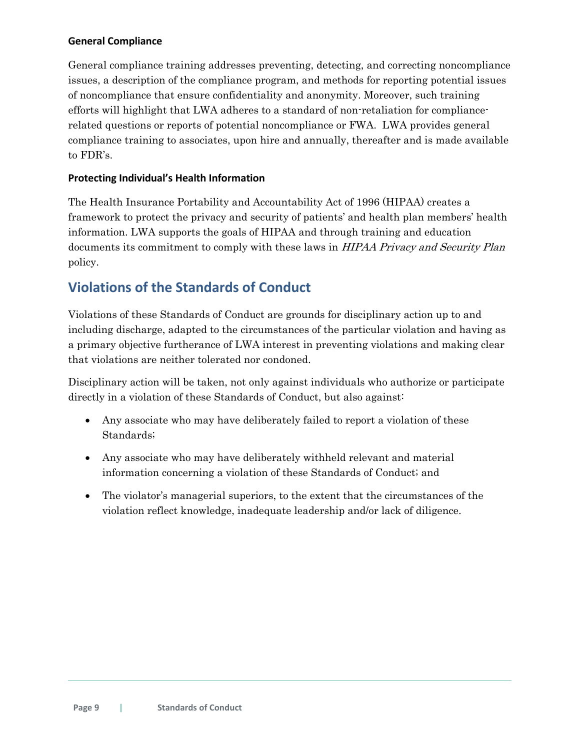### General Compliance

General compliance training addresses preventing, detecting, and correcting noncompliance issues, a description of the compliance program, and methods for reporting potential issues of noncompliance that ensure confidentiality and anonymity. Moreover, such training efforts will highlight that LWA adheres to a standard of non-retaliation for compliance-related questions or reports of potential noncompliance or FWA. LWA provides general compliance training to associates, upon hire and annually, thereafter and is made available to FDR's.

### Protecting Individual's Health Information

The Health Insurance Portability and Accountability Act of 1996 (HIPAA) creates a framework to protect the privacy and security of patients' and health plan members' health information. LWA supports the goals of HIPAA and through training and education documents its commitment to comply with these laws in *HIPAA Privacy and Security Plan* policy.

## Violations of the Standards of Conduct

Violations of these Standards of Conduct are grounds for disciplinary action up to and including discharge, adapted to the circumstances of the particular violation and having as a primary objective furtherance of LWA interest in preventing violations and making clear that violations are neither tolerated nor condoned.

Disciplinary action will be taken, not only against individuals who authorize or participate directly in a violation of these Standards of Conduct, but also against:

- Any associate who may have deliberately failed to report a violation of these Standards;
- Any associate who may have deliberately withheld relevant and material information concerning a violation of these Standards of Conduct; and
- The violator's managerial superiors, to the extent that the circumstances of the violation reflect knowledge, inadequate leadership and/or lack of diligence.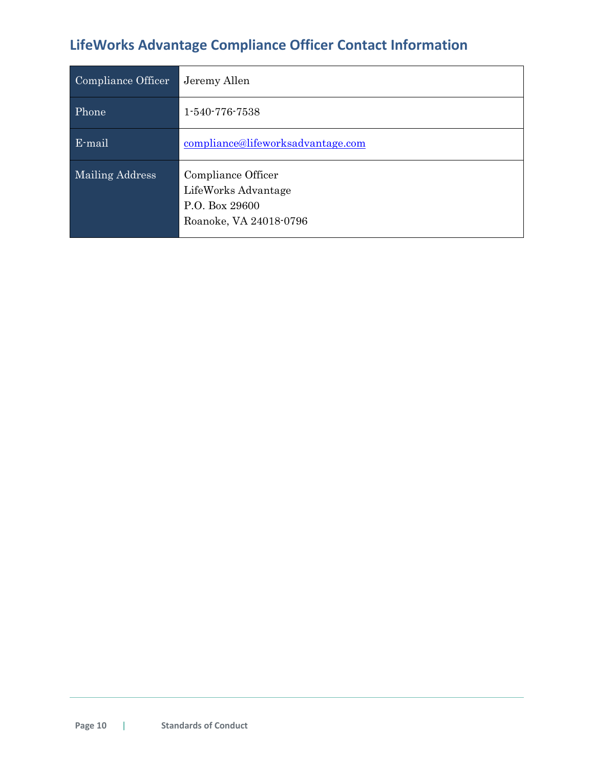## LifeWorks Advantage Compliance Officer Contact Information

| | |
|---|---|
| Compliance Officer | Jeremy Allen |
| Phone | 1-540-776-7538 |
| E-mail | compliance@lifeworksadvantage.com |
| Mailing Address | Compliance Officer<br>LifeWorks Advantage<br>P.O. Box 29600<br>Roanoke, VA 24018-0796 |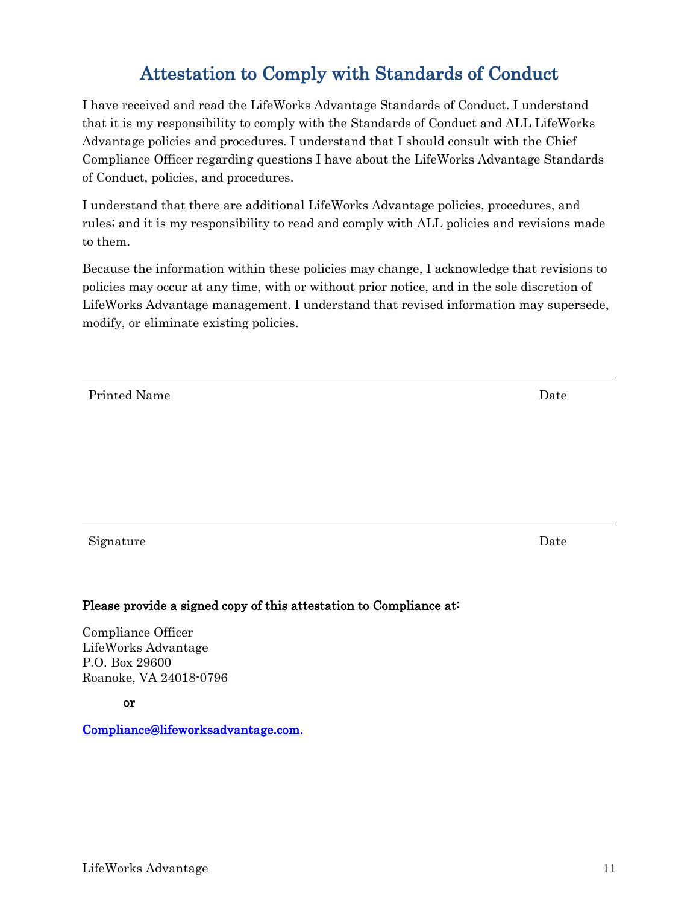# Attestation to Comply with Standards of Conduct

I have received and read the LifeWorks Advantage Standards of Conduct. I understand that it is my responsibility to comply with the Standards of Conduct and ALL LifeWorks Advantage policies and procedures. I understand that I should consult with the Chief Compliance Officer regarding questions I have about the LifeWorks Advantage Standards of Conduct, policies, and procedures.

I understand that there are additional LifeWorks Advantage policies, procedures, and rules; and it is my responsibility to read and comply with ALL policies and revisions made to them.

Because the information within these policies may change, I acknowledge that revisions to policies may occur at any time, with or without prior notice, and in the sole discretion of LifeWorks Advantage management. I understand that revised information may supersede, modify, or eliminate existing policies.

\_\_\_\_\_\_\_\_\_\_\_\_\_\_\_\_\_\_\_\_\_\_\_\_\_\_\_\_\_\_\_\_\_\_\_\_\_\_\_\_\_\_\_\_\_\_\_\_\_\_\_\_\_\_\_\_\_\_\_\_

Printed Name                                                                                                    Date

\_\_\_\_\_\_\_\_\_\_\_\_\_\_\_\_\_\_\_\_\_\_\_\_\_\_\_\_\_\_\_\_\_\_\_\_\_\_\_\_\_\_\_\_\_\_\_\_\_\_\_\_\_\_\_\_\_\_\_\_

Signature                                                                                                         Date

**Please provide a signed copy of this attestation to Compliance at:**

Compliance Officer
LifeWorks Advantage
P.O. Box 29600
Roanoke, VA 24018-0796

**or**

Compliance@lifeworksadvantage.com.